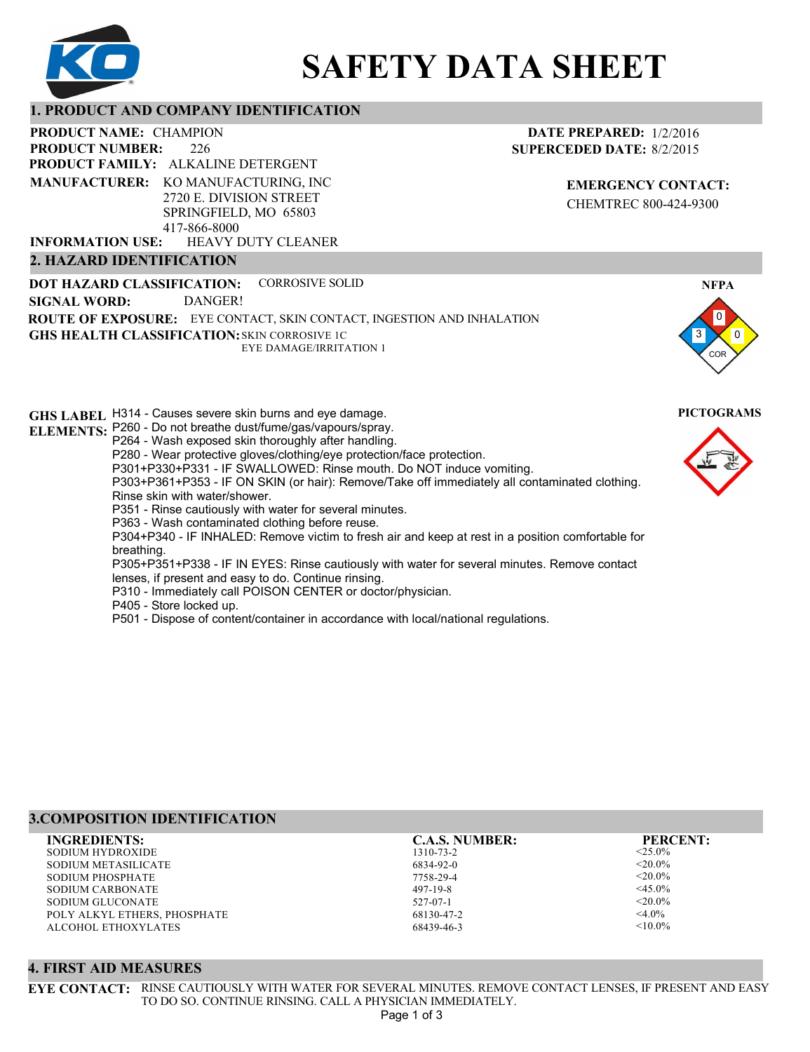# SAFETY DATA SHEET

## 1. PRODUCT AND COMPANY IDENTIFICATION

**PRODUCT NAME:** CHAMPION
**PRODUCT NUMBER:** 226
**PRODUCT FAMILY:** ALKALINE DETERGENT
**MANUFACTURER:** KO MANUFACTURING, INC
2720 E. DIVISION STREET
SPRINGFIELD, MO 65803
417-866-8000
**INFORMATION USE:** HEAVY DUTY CLEANER

**DATE PREPARED:** 1/2/2016
**SUPERCEDED DATE:** 8/2/2015

**EMERGENCY CONTACT:**
CHEMTREC 800-424-9300

## 2. HAZARD IDENTIFICATION

**DOT HAZARD CLASSIFICATION:** CORROSIVE SOLID
**SIGNAL WORD:** DANGER!
**ROUTE OF EXPOSURE:** EYE CONTACT, SKIN CONTACT, INGESTION AND INHALATION
**GHS HEALTH CLASSIFICATION:** SKIN CORROSIVE 1C
EYE DAMAGE/IRRITATION 1

**NFPA**

Health: 3, Flammability: 0, Instability: 0, Special: COR

**GHS LABEL ELEMENTS:**
H314 - Causes severe skin burns and eye damage.
P260 - Do not breathe dust/fume/gas/vapours/spray.
P264 - Wash exposed skin thoroughly after handling.
P280 - Wear protective gloves/clothing/eye protection/face protection.
P301+P330+P331 - IF SWALLOWED: Rinse mouth. Do NOT induce vomiting.
P303+P361+P353 - IF ON SKIN (or hair): Remove/Take off immediately all contaminated clothing. Rinse skin with water/shower.
P351 - Rinse cautiously with water for several minutes.
P363 - Wash contaminated clothing before reuse.
P304+P340 - IF INHALED: Remove victim to fresh air and keep at rest in a position comfortable for breathing.
P305+P351+P338 - IF IN EYES: Rinse cautiously with water for several minutes. Remove contact lenses, if present and easy to do. Continue rinsing.
P310 - Immediately call POISON CENTER or doctor/physician.
P405 - Store locked up.
P501 - Dispose of content/container in accordance with local/national regulations.

**PICTOGRAMS**

## 3. COMPOSITION IDENTIFICATION

| INGREDIENTS: | C.A.S. NUMBER: | PERCENT: |
|---|---|---|
| SODIUM HYDROXIDE | 1310-73-2 | <25.0% |
| SODIUM METASILICATE | 6834-92-0 | <20.0% |
| SODIUM PHOSPHATE | 7758-29-4 | <20.0% |
| SODIUM CARBONATE | 497-19-8 | <45.0% |
| SODIUM GLUCONATE | 527-07-1 | <20.0% |
| POLY ALKYL ETHERS, PHOSPHATE | 68130-47-2 | <4.0% |
| ALCOHOL ETHOXYLATES | 68439-46-3 | <10.0% |

## 4. FIRST AID MEASURES

**EYE CONTACT:** RINSE CAUTIOUSLY WITH WATER FOR SEVERAL MINUTES. REMOVE CONTACT LENSES, IF PRESENT AND EASY TO DO SO. CONTINUE RINSING. CALL A PHYSICIAN IMMEDIATELY.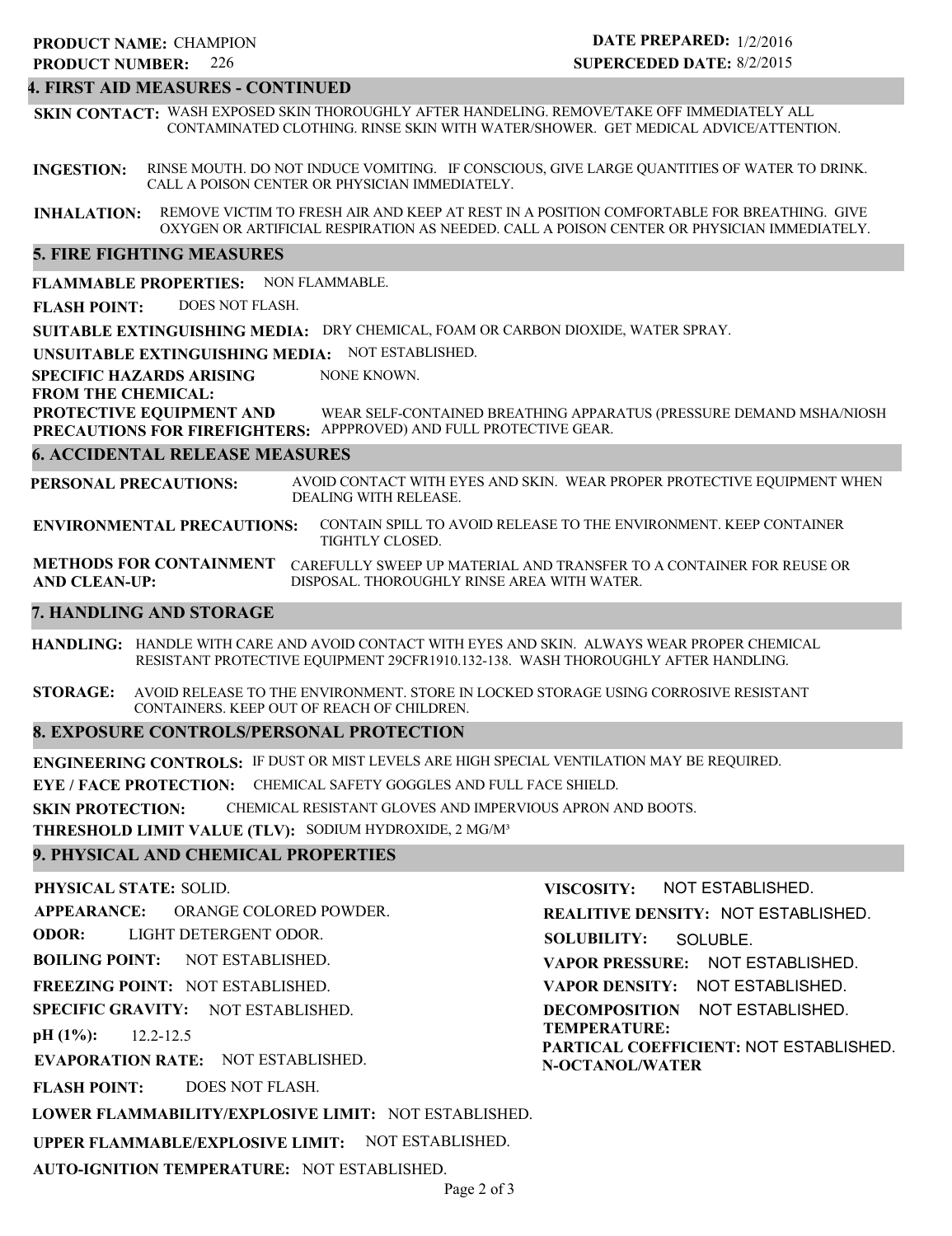**PRODUCT NAME:** CHAMPION
**PRODUCT NUMBER:** 226

**DATE PREPARED:** 1/2/2016
**SUPERCEDED DATE:** 8/2/2015

## 4. FIRST AID MEASURES - CONTINUED

**SKIN CONTACT:** WASH EXPOSED SKIN THOROUGHLY AFTER HANDELING. REMOVE/TAKE OFF IMMEDIATELY ALL CONTAMINATED CLOTHING. RINSE SKIN WITH WATER/SHOWER. GET MEDICAL ADVICE/ATTENTION.

**INGESTION:** RINSE MOUTH. DO NOT INDUCE VOMITING. IF CONSCIOUS, GIVE LARGE QUANTITIES OF WATER TO DRINK. CALL A POISON CENTER OR PHYSICIAN IMMEDIATELY.

**INHALATION:** REMOVE VICTIM TO FRESH AIR AND KEEP AT REST IN A POSITION COMFORTABLE FOR BREATHING. GIVE OXYGEN OR ARTIFICIAL RESPIRATION AS NEEDED. CALL A POISON CENTER OR PHYSICIAN IMMEDIATELY.

## 5. FIRE FIGHTING MEASURES

**FLAMMABLE PROPERTIES:** NON FLAMMABLE.

**FLASH POINT:** DOES NOT FLASH.

**SUITABLE EXTINGUISHING MEDIA:** DRY CHEMICAL, FOAM OR CARBON DIOXIDE, WATER SPRAY.

**UNSUITABLE EXTINGUISHING MEDIA:** NOT ESTABLISHED.

**SPECIFIC HAZARDS ARISING FROM THE CHEMICAL:** NONE KNOWN.

**PROTECTIVE EQUIPMENT AND PRECAUTIONS FOR FIREFIGHTERS:** WEAR SELF-CONTAINED BREATHING APPARATUS (PRESSURE DEMAND MSHA/NIOSH APPPROVED) AND FULL PROTECTIVE GEAR.

## 6. ACCIDENTAL RELEASE MEASURES

**PERSONAL PRECAUTIONS:** AVOID CONTACT WITH EYES AND SKIN. WEAR PROPER PROTECTIVE EQUIPMENT WHEN DEALING WITH RELEASE.

**ENVIRONMENTAL PRECAUTIONS:** CONTAIN SPILL TO AVOID RELEASE TO THE ENVIRONMENT. KEEP CONTAINER TIGHTLY CLOSED.

**METHODS FOR CONTAINMENT AND CLEAN-UP:** CAREFULLY SWEEP UP MATERIAL AND TRANSFER TO A CONTAINER FOR REUSE OR DISPOSAL. THOROUGHLY RINSE AREA WITH WATER.

## 7. HANDLING AND STORAGE

**HANDLING:** HANDLE WITH CARE AND AVOID CONTACT WITH EYES AND SKIN. ALWAYS WEAR PROPER CHEMICAL RESISTANT PROTECTIVE EQUIPMENT 29CFR1910.132-138. WASH THOROUGHLY AFTER HANDLING.

**STORAGE:** AVOID RELEASE TO THE ENVIRONMENT. STORE IN LOCKED STORAGE USING CORROSIVE RESISTANT CONTAINERS. KEEP OUT OF REACH OF CHILDREN.

## 8. EXPOSURE CONTROLS/PERSONAL PROTECTION

**ENGINEERING CONTROLS:** IF DUST OR MIST LEVELS ARE HIGH SPECIAL VENTILATION MAY BE REQUIRED.

**EYE / FACE PROTECTION:** CHEMICAL SAFETY GOGGLES AND FULL FACE SHIELD.

**SKIN PROTECTION:** CHEMICAL RESISTANT GLOVES AND IMPERVIOUS APRON AND BOOTS.

**THRESHOLD LIMIT VALUE (TLV):** SODIUM HYDROXIDE, 2 MG/M³

## 9. PHYSICAL AND CHEMICAL PROPERTIES

**PHYSICAL STATE:** SOLID.

**APPEARANCE:** ORANGE COLORED POWDER.

**ODOR:** LIGHT DETERGENT ODOR.

**BOILING POINT:** NOT ESTABLISHED.

**FREEZING POINT:** NOT ESTABLISHED.

**SPECIFIC GRAVITY:** NOT ESTABLISHED.

**pH (1%):** 12.2-12.5

**EVAPORATION RATE:** NOT ESTABLISHED.

**FLASH POINT:** DOES NOT FLASH.

**LOWER FLAMMABILITY/EXPLOSIVE LIMIT:** NOT ESTABLISHED.

**UPPER FLAMMABLE/EXPLOSIVE LIMIT:** NOT ESTABLISHED.

**AUTO-IGNITION TEMPERATURE:** NOT ESTABLISHED.

**VISCOSITY:** NOT ESTABLISHED.

**REALITIVE DENSITY:** NOT ESTABLISHED.

**SOLUBILITY:** SOLUBLE.

**VAPOR PRESSURE:** NOT ESTABLISHED.

**VAPOR DENSITY:** NOT ESTABLISHED.

**DECOMPOSITION TEMPERATURE:** NOT ESTABLISHED.

**PARTICAL COEFFICIENT: N-OCTANOL/WATER** NOT ESTABLISHED.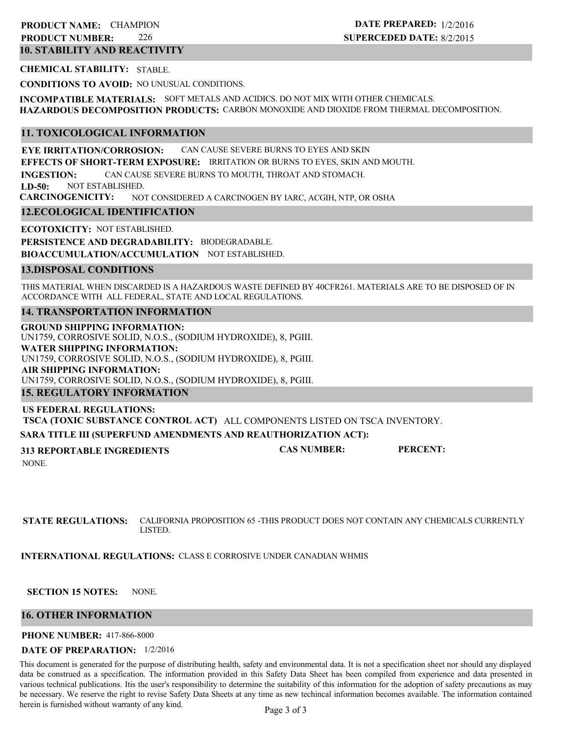## 10. STABILITY AND REACTIVITY

**CHEMICAL STABILITY:** STABLE.

**CONDITIONS TO AVOID:** NO UNUSUAL CONDITIONS.

**INCOMPATIBLE MATERIALS:** SOFT METALS AND ACIDICS. DO NOT MIX WITH OTHER CHEMICALS.

**HAZARDOUS DECOMPOSITION PRODUCTS:** CARBON MONOXIDE AND DIOXIDE FROM THERMAL DECOMPOSITION.

## 11. TOXICOLOGICAL INFORMATION

**EYE IRRITATION/CORROSION:** CAN CAUSE SEVERE BURNS TO EYES AND SKIN

**EFFECTS OF SHORT-TERM EXPOSURE:** IRRITATION OR BURNS TO EYES, SKIN AND MOUTH.

**INGESTION:** CAN CAUSE SEVERE BURNS TO MOUTH, THROAT AND STOMACH.

**LD-50:** NOT ESTABLISHED.

**CARCINOGENICITY:** NOT CONSIDERED A CARCINOGEN BY IARC, ACGIH, NTP, OR OSHA

## 12.ECOLOGICAL IDENTIFICATION

**ECOTOXICITY:** NOT ESTABLISHED.

**PERSISTENCE AND DEGRADABILITY:** BIODEGRADABLE.

**BIOACCUMULATION/ACCUMULATION** NOT ESTABLISHED.

## 13.DISPOSAL CONDITIONS

THIS MATERIAL WHEN DISCARDED IS A HAZARDOUS WASTE DEFINED BY 40CFR261. MATERIALS ARE TO BE DISPOSED OF IN ACCORDANCE WITH ALL FEDERAL, STATE AND LOCAL REGULATIONS.

## 14. TRANSPORTATION INFORMATION

**GROUND SHIPPING INFORMATION:**
UN1759, CORROSIVE SOLID, N.O.S., (SODIUM HYDROXIDE), 8, PGIII.

**WATER SHIPPING INFORMATION:**
UN1759, CORROSIVE SOLID, N.O.S., (SODIUM HYDROXIDE), 8, PGIII.

**AIR SHIPPING INFORMATION:**
UN1759, CORROSIVE SOLID, N.O.S., (SODIUM HYDROXIDE), 8, PGIII.

## 15. REGULATORY INFORMATION

**US FEDERAL REGULATIONS:**

**TSCA (TOXIC SUBSTANCE CONTROL ACT)** ALL COMPONENTS LISTED ON TSCA INVENTORY.

**SARA TITLE III (SUPERFUND AMENDMENTS AND REAUTHORIZATION ACT):**

| 313 REPORTABLE INGREDIENTS | CAS NUMBER: | PERCENT: |
|---|---|---|
| NONE. | | |

**STATE REGULATIONS:** CALIFORNIA PROPOSITION 65 -THIS PRODUCT DOES NOT CONTAIN ANY CHEMICALS CURRENTLY LISTED.

**INTERNATIONAL REGULATIONS:** CLASS E CORROSIVE UNDER CANADIAN WHMIS

**SECTION 15 NOTES:** NONE.

## 16. OTHER INFORMATION

**PHONE NUMBER:** 417-866-8000

**DATE OF PREPARATION:** 1/2/2016

This document is generated for the purpose of distributing health, safety and environmental data. It is not a specification sheet nor should any displayed data be construed as a specification. The information provided in this Safety Data Sheet has been compiled from experience and data presented in various technical publications. Itis the user's responsibility to determine the suitability of this information for the adoption of safety precautions as may be necessary. We reserve the right to revise Safety Data Sheets at any time as new techincal information becomes available. The information contained herein is furnished without warranty of any kind.